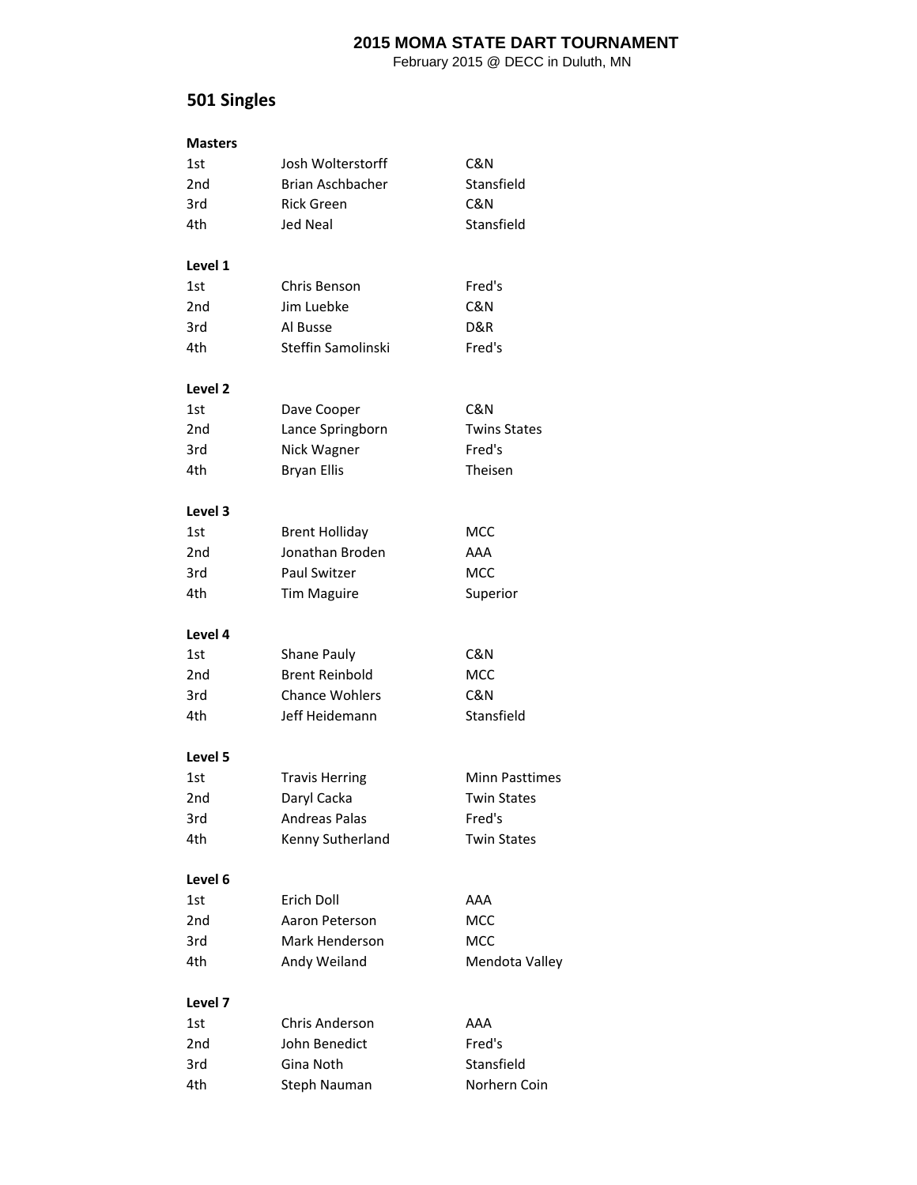**2015 MOMA STATE DART TOURNAMENT**

February 2015 @ DECC in Duluth, MN

## 501 Singles

**Masters**

| | | |
|---|---|---|
| 1st | Josh Wolterstorff | C&N |
| 2nd | Brian Aschbacher | Stansfield |
| 3rd | Rick Green | C&N |
| 4th | Jed Neal | Stansfield |

**Level 1**

| | | |
|---|---|---|
| 1st | Chris Benson | Fred's |
| 2nd | Jim Luebke | C&N |
| 3rd | Al Busse | D&R |
| 4th | Steffin Samolinski | Fred's |

**Level 2**

| | | |
|---|---|---|
| 1st | Dave Cooper | C&N |
| 2nd | Lance Springborn | Twins States |
| 3rd | Nick Wagner | Fred's |
| 4th | Bryan Ellis | Theisen |

**Level 3**

| | | |
|---|---|---|
| 1st | Brent Holliday | MCC |
| 2nd | Jonathan Broden | AAA |
| 3rd | Paul Switzer | MCC |
| 4th | Tim Maguire | Superior |

**Level 4**

| | | |
|---|---|---|
| 1st | Shane Pauly | C&N |
| 2nd | Brent Reinbold | MCC |
| 3rd | Chance Wohlers | C&N |
| 4th | Jeff Heidemann | Stansfield |

**Level 5**

| | | |
|---|---|---|
| 1st | Travis Herring | Minn Pasttimes |
| 2nd | Daryl Cacka | Twin States |
| 3rd | Andreas Palas | Fred's |
| 4th | Kenny Sutherland | Twin States |

**Level 6**

| | | |
|---|---|---|
| 1st | Erich Doll | AAA |
| 2nd | Aaron Peterson | MCC |
| 3rd | Mark Henderson | MCC |
| 4th | Andy Weiland | Mendota Valley |

**Level 7**

| | | |
|---|---|---|
| 1st | Chris Anderson | AAA |
| 2nd | John Benedict | Fred's |
| 3rd | Gina Noth | Stansfield |
| 4th | Steph Nauman | Norhern Coin |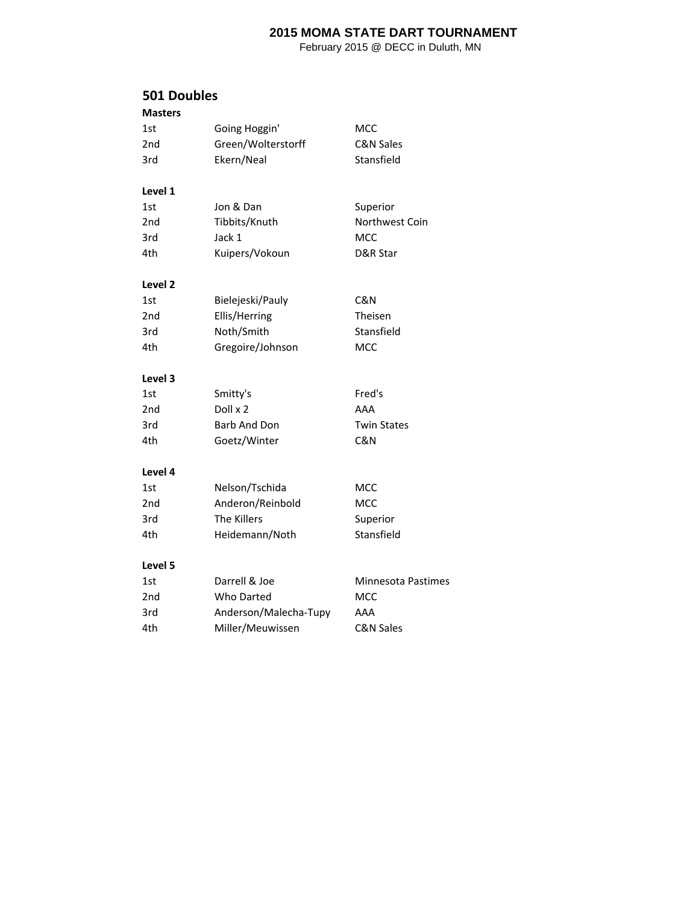# 2015 MOMA STATE DART TOURNAMENT

February 2015 @ DECC in Duluth, MN

## 501 Doubles

**Masters**

| | | |
|---|---|---|
| 1st | Going Hoggin' | MCC |
| 2nd | Green/Wolterstorff | C&N Sales |
| 3rd | Ekern/Neal | Stansfield |

**Level 1**

| | | |
|---|---|---|
| 1st | Jon & Dan | Superior |
| 2nd | Tibbits/Knuth | Northwest Coin |
| 3rd | Jack 1 | MCC |
| 4th | Kuipers/Vokoun | D&R Star |

**Level 2**

| | | |
|---|---|---|
| 1st | Bielejeski/Pauly | C&N |
| 2nd | Ellis/Herring | Theisen |
| 3rd | Noth/Smith | Stansfield |
| 4th | Gregoire/Johnson | MCC |

**Level 3**

| | | |
|---|---|---|
| 1st | Smitty's | Fred's |
| 2nd | Doll x 2 | AAA |
| 3rd | Barb And Don | Twin States |
| 4th | Goetz/Winter | C&N |

**Level 4**

| | | |
|---|---|---|
| 1st | Nelson/Tschida | MCC |
| 2nd | Anderon/Reinbold | MCC |
| 3rd | The Killers | Superior |
| 4th | Heidemann/Noth | Stansfield |

**Level 5**

| | | |
|---|---|---|
| 1st | Darrell & Joe | Minnesota Pastimes |
| 2nd | Who Darted | MCC |
| 3rd | Anderson/Malecha-Tupy | AAA |
| 4th | Miller/Meuwissen | C&N Sales |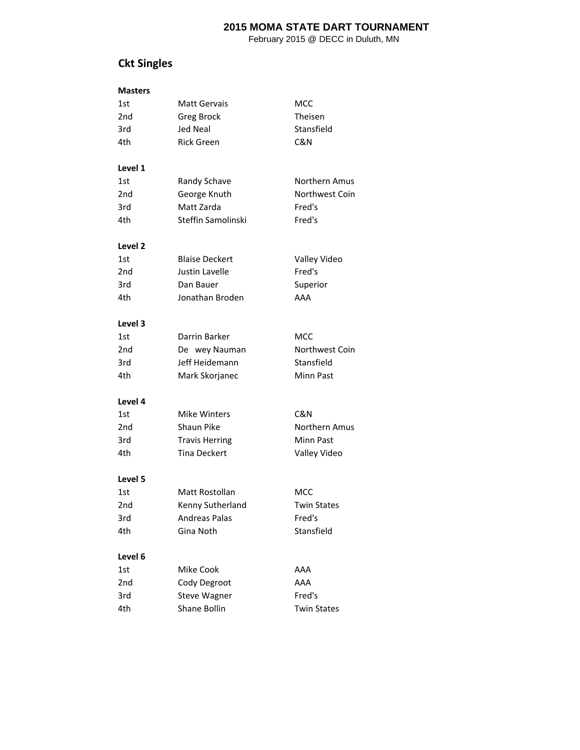**2015 MOMA STATE DART TOURNAMENT**
February 2015 @ DECC in Duluth, MN

## Ckt Singles

**Masters**

| | | |
|---|---|---|
| 1st | Matt Gervais | MCC |
| 2nd | Greg Brock | Theisen |
| 3rd | Jed Neal | Stansfield |
| 4th | Rick Green | C&N |

**Level 1**

| | | |
|---|---|---|
| 1st | Randy Schave | Northern Amus |
| 2nd | George Knuth | Northwest Coin |
| 3rd | Matt Zarda | Fred's |
| 4th | Steffin Samolinski | Fred's |

**Level 2**

| | | |
|---|---|---|
| 1st | Blaise Deckert | Valley Video |
| 2nd | Justin Lavelle | Fred's |
| 3rd | Dan Bauer | Superior |
| 4th | Jonathan Broden | AAA |

**Level 3**

| | | |
|---|---|---|
| 1st | Darrin Barker | MCC |
| 2nd | De wey Nauman | Northwest Coin |
| 3rd | Jeff Heidemann | Stansfield |
| 4th | Mark Skorjanec | Minn Past |

**Level 4**

| | | |
|---|---|---|
| 1st | Mike Winters | C&N |
| 2nd | Shaun Pike | Northern Amus |
| 3rd | Travis Herring | Minn Past |
| 4th | Tina Deckert | Valley Video |

**Level 5**

| | | |
|---|---|---|
| 1st | Matt Rostollan | MCC |
| 2nd | Kenny Sutherland | Twin States |
| 3rd | Andreas Palas | Fred's |
| 4th | Gina Noth | Stansfield |

**Level 6**

| | | |
|---|---|---|
| 1st | Mike Cook | AAA |
| 2nd | Cody Degroot | AAA |
| 3rd | Steve Wagner | Fred's |
| 4th | Shane Bollin | Twin States |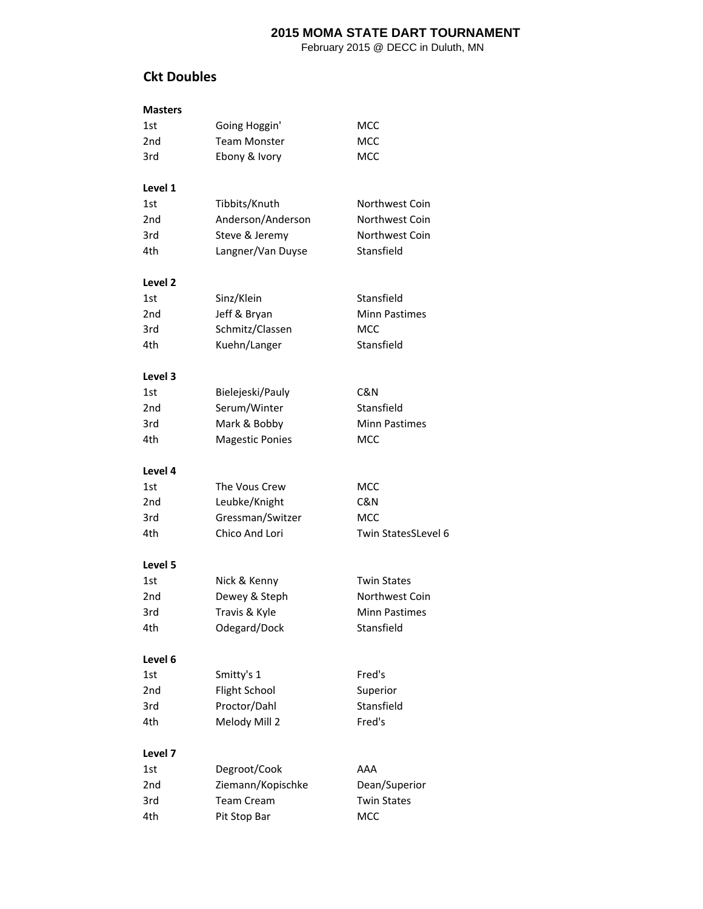**2015 MOMA STATE DART TOURNAMENT**

February 2015 @ DECC in Duluth, MN

## Ckt Doubles

**Masters**

| | | |
|---|---|---|
| 1st | Going Hoggin' | MCC |
| 2nd | Team Monster | MCC |
| 3rd | Ebony & Ivory | MCC |

**Level 1**

| | | |
|---|---|---|
| 1st | Tibbits/Knuth | Northwest Coin |
| 2nd | Anderson/Anderson | Northwest Coin |
| 3rd | Steve & Jeremy | Northwest Coin |
| 4th | Langner/Van Duyse | Stansfield |

**Level 2**

| | | |
|---|---|---|
| 1st | Sinz/Klein | Stansfield |
| 2nd | Jeff & Bryan | Minn Pastimes |
| 3rd | Schmitz/Classen | MCC |
| 4th | Kuehn/Langer | Stansfield |

**Level 3**

| | | |
|---|---|---|
| 1st | Bielejeski/Pauly | C&N |
| 2nd | Serum/Winter | Stansfield |
| 3rd | Mark & Bobby | Minn Pastimes |
| 4th | Magestic Ponies | MCC |

**Level 4**

| | | |
|---|---|---|
| 1st | The Vous Crew | MCC |
| 2nd | Leubke/Knight | C&N |
| 3rd | Gressman/Switzer | MCC |
| 4th | Chico And Lori | Twin StatesSLevel 6 |

**Level 5**

| | | |
|---|---|---|
| 1st | Nick & Kenny | Twin States |
| 2nd | Dewey & Steph | Northwest Coin |
| 3rd | Travis & Kyle | Minn Pastimes |
| 4th | Odegard/Dock | Stansfield |

**Level 6**

| | | |
|---|---|---|
| 1st | Smitty's 1 | Fred's |
| 2nd | Flight School | Superior |
| 3rd | Proctor/Dahl | Stansfield |
| 4th | Melody Mill 2 | Fred's |

**Level 7**

| | | |
|---|---|---|
| 1st | Degroot/Cook | AAA |
| 2nd | Ziemann/Kopischke | Dean/Superior |
| 3rd | Team Cream | Twin States |
| 4th | Pit Stop Bar | MCC |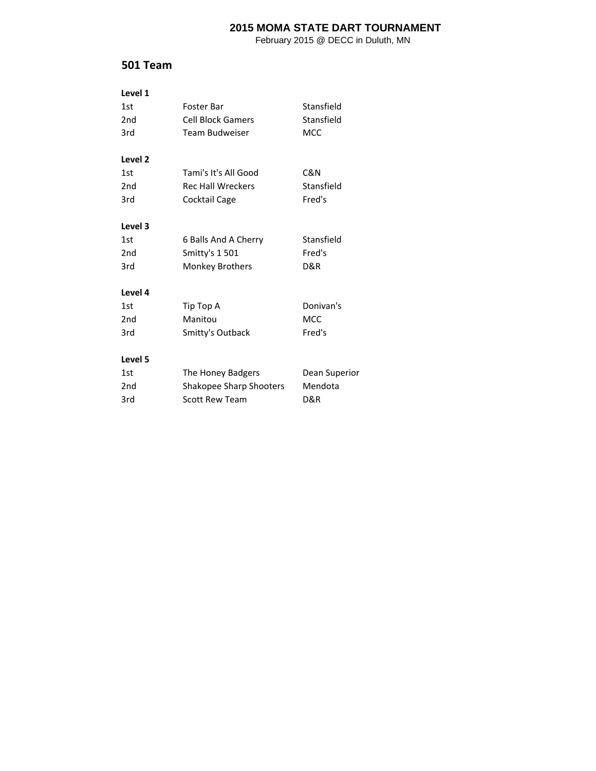**2015 MOMA STATE DART TOURNAMENT**

February 2015 @ DECC in Duluth, MN

## 501 Team

**Level 1**

| | | |
|---|---|---|
| 1st | Foster Bar | Stansfield |
| 2nd | Cell Block Gamers | Stansfield |
| 3rd | Team Budweiser | MCC |

**Level 2**

| | | |
|---|---|---|
| 1st | Tami's It's All Good | C&N |
| 2nd | Rec Hall Wreckers | Stansfield |
| 3rd | Cocktail Cage | Fred's |

**Level 3**

| | | |
|---|---|---|
| 1st | 6 Balls And A Cherry | Stansfield |
| 2nd | Smitty's 1 501 | Fred's |
| 3rd | Monkey Brothers | D&R |

**Level 4**

| | | |
|---|---|---|
| 1st | Tip Top A | Donivan's |
| 2nd | Manitou | MCC |
| 3rd | Smitty's Outback | Fred's |

**Level 5**

| | | |
|---|---|---|
| 1st | The Honey Badgers | Dean Superior |
| 2nd | Shakopee Sharp Shooters | Mendota |
| 3rd | Scott Rew Team | D&R |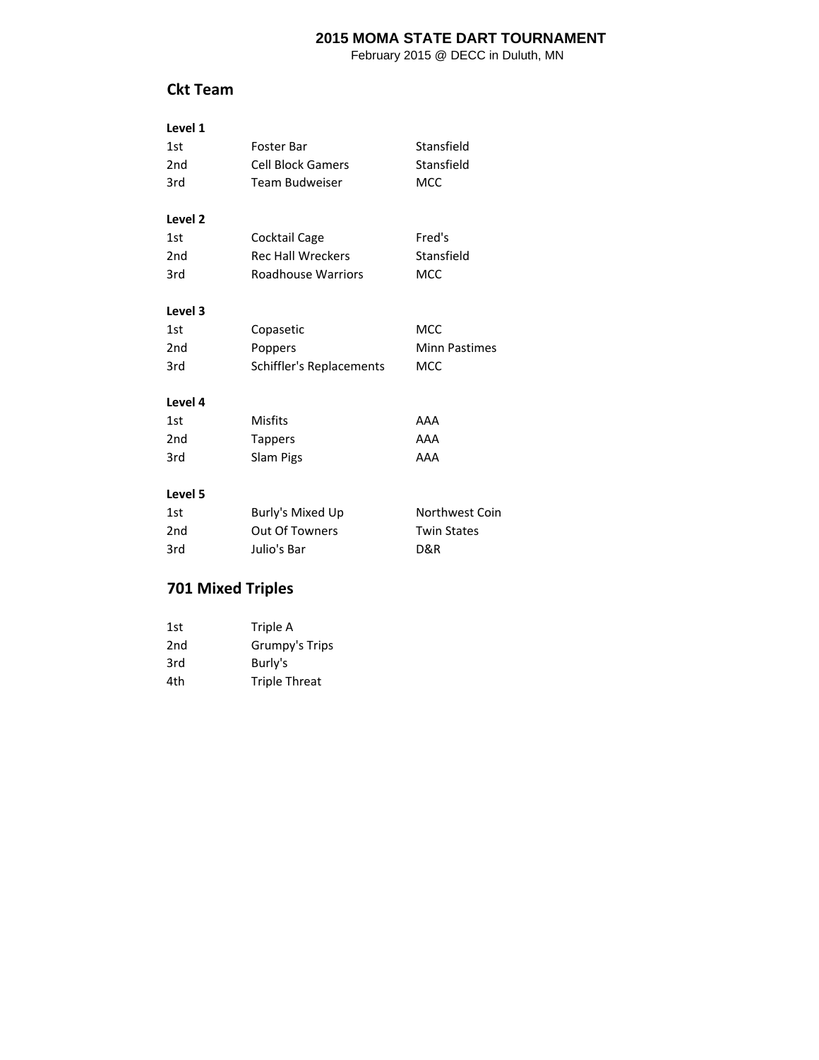# 2015 MOMA STATE DART TOURNAMENT

February 2015 @ DECC in Duluth, MN

## Ckt Team

**Level 1**

| | | |
|---|---|---|
| 1st | Foster Bar | Stansfield |
| 2nd | Cell Block Gamers | Stansfield |
| 3rd | Team Budweiser | MCC |

**Level 2**

| | | |
|---|---|---|
| 1st | Cocktail Cage | Fred's |
| 2nd | Rec Hall Wreckers | Stansfield |
| 3rd | Roadhouse Warriors | MCC |

**Level 3**

| | | |
|---|---|---|
| 1st | Copasetic | MCC |
| 2nd | Poppers | Minn Pastimes |
| 3rd | Schiffler's Replacements | MCC |

**Level 4**

| | | |
|---|---|---|
| 1st | Misfits | AAA |
| 2nd | Tappers | AAA |
| 3rd | Slam Pigs | AAA |

**Level 5**

| | | |
|---|---|---|
| 1st | Burly's Mixed Up | Northwest Coin |
| 2nd | Out Of Towners | Twin States |
| 3rd | Julio's Bar | D&R |

## 701 Mixed Triples

| | |
|---|---|
| 1st | Triple A |
| 2nd | Grumpy's Trips |
| 3rd | Burly's |
| 4th | Triple Threat |